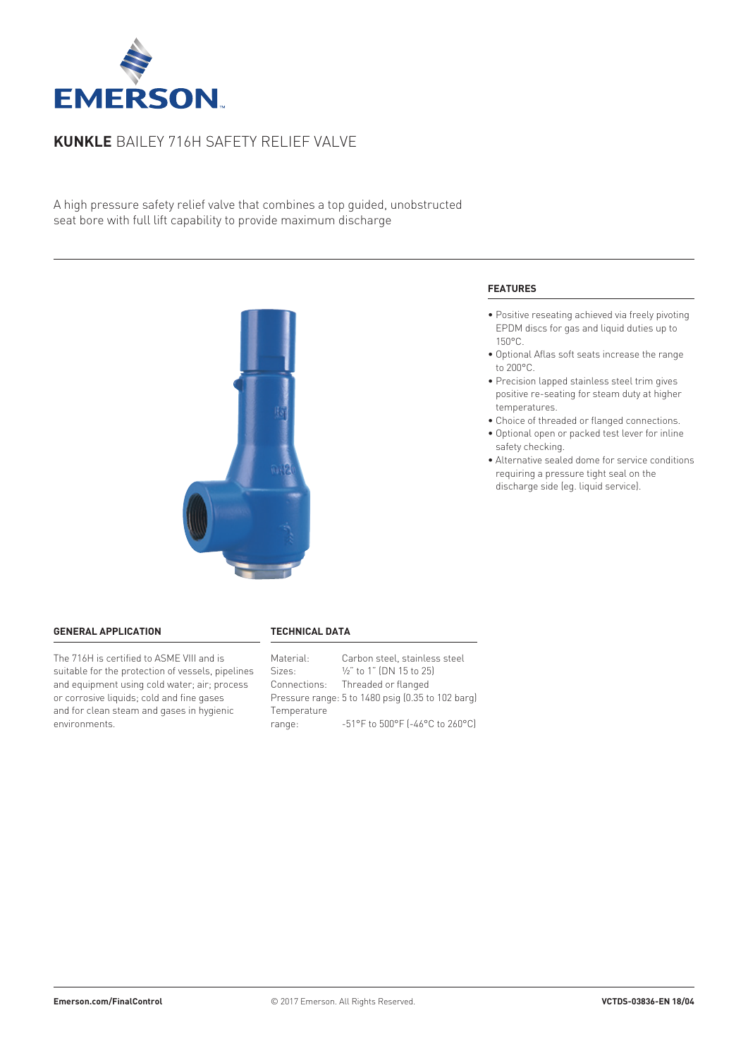# **KUNKLE** BAILEY 716H SAFETY RELIEF VALVE

A high pressure safety relief valve that combines a top guided, unobstructed seat bore with full lift capability to provide maximum discharge

## FEATURES

- Positive reseating achieved via freely pivoting EPDM discs for gas and liquid duties up to 150°C.
- Optional Aflas soft seats increase the range to 200°C.
- Precision lapped stainless steel trim gives positive re-seating for steam duty at higher temperatures.
- Choice of threaded or flanged connections.
- Optional open or packed test lever for inline safety checking.
- Alternative sealed dome for service conditions requiring a pressure tight seal on the discharge side (eg. liquid service).

## GENERAL APPLICATION

The 716H is certified to ASME VIII and is suitable for the protection of vessels, pipelines and equipment using cold water; air; process or corrosive liquids; cold and fine gases and for clean steam and gases in hygienic environments.

## TECHNICAL DATA

| | |
|---|---|
| Material: | Carbon steel, stainless steel |
| Sizes: | ½" to 1" (DN 15 to 25) |
| Connections: | Threaded or flanged |
| Pressure range: | 5 to 1480 psig (0.35 to 102 barg) |
| Temperature range: | -51°F to 500°F (-46°C to 260°C) |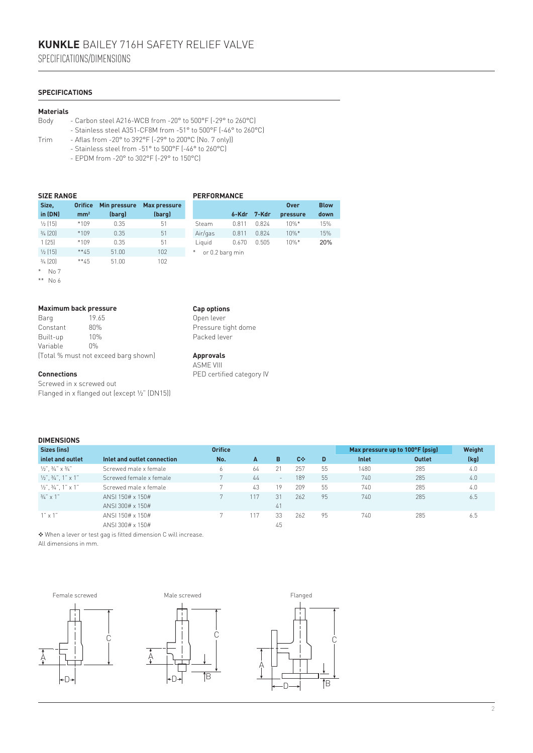# **KUNKLE** BAILEY 716H SAFETY RELIEF VALVE

SPECIFICATIONS/DIMENSIONS

## SPECIFICATIONS

### Materials

Body
- Carbon steel A216-WCB from -20° to 500°F (-29° to 260°C)
- Stainless steel A351-CF8M from -51° to 500°F (-46° to 260°C)

Trim
- Aflas from -20° to 392°F (-29° to 200°C (No. 7 only))
- Stainless steel from -51° to 500°F (-46° to 260°C)
- EPDM from -20° to 302°F (-29° to 150°C)

### SIZE RANGE

| Size, in (DN) | Orifice mm² | Min pressure (barg) | Max pressure (barg) |
|---|---|---|---|
| ½ (15) | *109 | 0.35 | 51 |
| ¾ (20) | *109 | 0.35 | 51 |
| 1 (25) | *109 | 0.35 | 51 |
| ½ (15) | **45 | 51.00 | 102 |
| ¾ (20) | **45 | 51.00 | 102 |

\* No 7

\** No 6

### PERFORMANCE

| | 6-Kdr | 7-Kdr | Over pressure | Blow down |
|---|---|---|---|---|
| Steam | 0.811 | 0.824 | 10%* | 15% |
| Air/gas | 0.811 | 0.824 | 10%* | 15% |
| Liquid | 0.670 | 0.505 | 10%* | **20%** |

\* or 0.2 barg min

### Maximum back pressure

| | |
|---|---|
| Barg | 19.65 |
| Constant | 80% |
| Built-up | 10% |
| Variable | 0% |

(Total % must not exceed barg shown)

### Connections

Screwed in x screwed out

Flanged in x flanged out (except ½" (DN15))

### Cap options

Open lever

Pressure tight dome

Packed lever

### Approvals

ASME VIII

PED certified category IV

### DIMENSIONS

| Sizes (ins) inlet and outlet | Inlet and outlet connection | Orifice No. | A | B | C❖ | D | Max pressure up to 100°F (psig) Inlet | Outlet | Weight (kg) |
|---|---|---|---|---|---|---|---|---|---|
| ½", ¾" x ¾" | Screwed male x female | 6 | 64 | 21 | 257 | 55 | 1480 | 285 | 4.0 |
| ½", ¾", 1" x 1" | Screwed female x female | 7 | 44 | - | 189 | 55 | 740 | 285 | 4.0 |
| ½", ¾", 1" x 1" | Screwed male x female | 7 | 43 | 19 | 209 | 55 | 740 | 285 | 4.0 |
| ¾" x 1" | ANSI 150# x 150# | 7 | 117 | 31 | 262 | 95 | 740 | 285 | 6.5 |
| | ANSI 300# x 150# | | | 41 | | | | | |
| 1" x 1" | ANSI 150# x 150# | 7 | 117 | 33 | 262 | 95 | 740 | 285 | 6.5 |
| | ANSI 300# x 150# | | | 45 | | | | | |

❖ When a lever or test gag is fitted dimension C will increase.

All dimensions in mm.

Female screwed

Male screwed

Flanged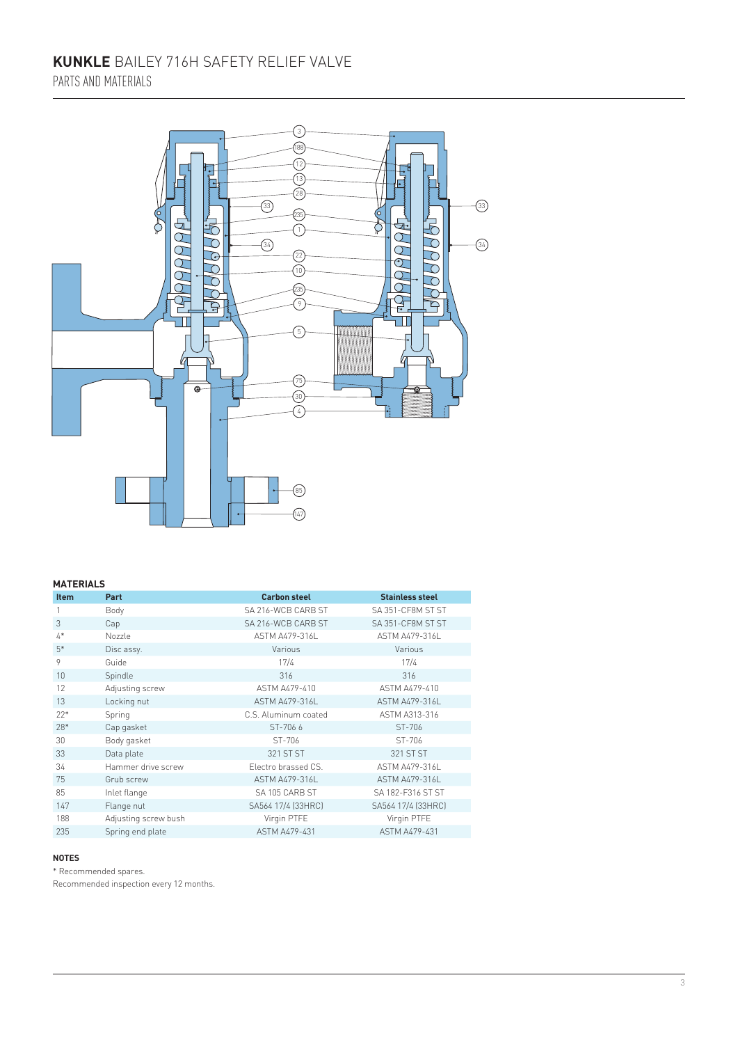# **KUNKLE** BAILEY 716H SAFETY RELIEF VALVE

PARTS AND MATERIALS

## MATERIALS

| Item | Part | Carbon steel | Stainless steel |
|---|---|---|---|
| 1 | Body | SA 216-WCB CARB ST | SA 351-CF8M ST ST |
| 3 | Cap | SA 216-WCB CARB ST | SA 351-CF8M ST ST |
| 4* | Nozzle | ASTM A479-316L | ASTM A479-316L |
| 5* | Disc assy. | Various | Various |
| 9 | Guide | 17/4 | 17/4 |
| 10 | Spindle | 316 | 316 |
| 12 | Adjusting screw | ASTM A479-410 | ASTM A479-410 |
| 13 | Locking nut | ASTM A479-316L | ASTM A479-316L |
| 22* | Spring | C.S. Aluminum coated | ASTM A313-316 |
| 28* | Cap gasket | ST-706 6 | ST-706 |
| 30 | Body gasket | ST-706 | ST-706 |
| 33 | Data plate | 321 ST ST | 321 ST ST |
| 34 | Hammer drive screw | Electro brassed CS. | ASTM A479-316L |
| 75 | Grub screw | ASTM A479-316L | ASTM A479-316L |
| 85 | Inlet flange | SA 105 CARB ST | SA 182-F316 ST ST |
| 147 | Flange nut | SA564 17/4 (33HRC) | SA564 17/4 (33HRC) |
| 188 | Adjusting screw bush | Virgin PTFE | Virgin PTFE |
| 235 | Spring end plate | ASTM A479-431 | ASTM A479-431 |

**NOTES**

* Recommended spares.

Recommended inspection every 12 months.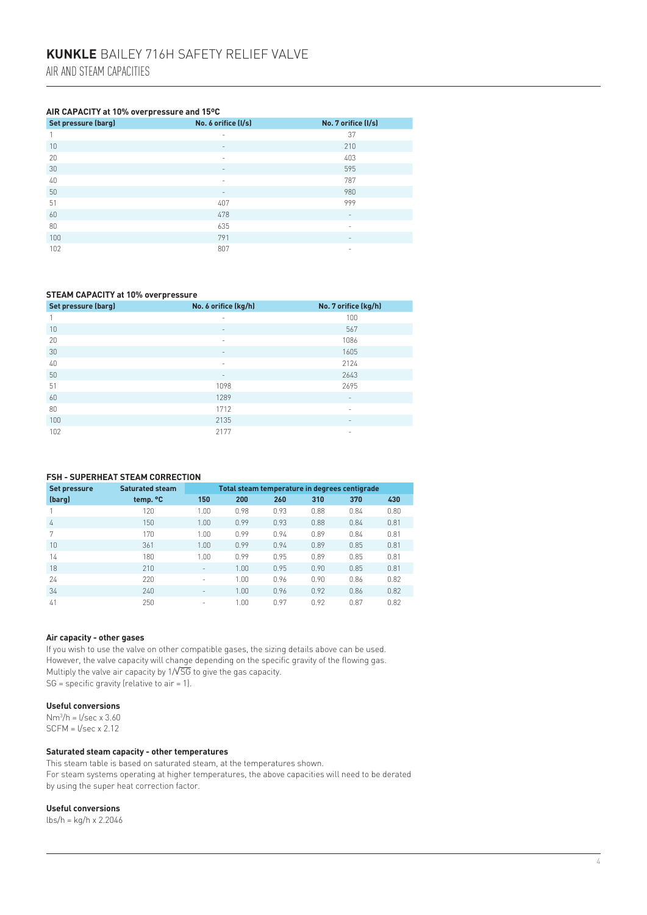# **KUNKLE** BAILEY 716H SAFETY RELIEF VALVE

## AIR AND STEAM CAPACITIES

### AIR CAPACITY at 10% overpressure and 15ºC

| Set pressure (barg) | No. 6 orifice (l/s) | No. 7 orifice (l/s) |
|---|---|---|
| 1 | - | 37 |
| 10 | - | 210 |
| 20 | - | 403 |
| 30 | - | 595 |
| 40 | - | 787 |
| 50 | - | 980 |
| 51 | 407 | 999 |
| 60 | 478 | - |
| 80 | 635 | - |
| 100 | 791 | - |
| 102 | 807 | - |

### STEAM CAPACITY at 10% overpressure

| Set pressure (barg) | No. 6 orifice (kg/h) | No. 7 orifice (kg/h) |
|---|---|---|
| 1 | - | 100 |
| 10 | - | 567 |
| 20 | - | 1086 |
| 30 | - | 1605 |
| 40 | - | 2124 |
| 50 | - | 2643 |
| 51 | 1098 | 2695 |
| 60 | 1289 | - |
| 80 | 1712 | - |
| 100 | 2135 | - |
| 102 | 2177 | - |

### FSH - SUPERHEAT STEAM CORRECTION

| Set pressure | Saturated steam | Total steam temperature in degrees centigrade | | | | | |
|---|---|---|---|---|---|---|---|
| (barg) | temp. °C | 150 | 200 | 260 | 310 | 370 | 430 |
| 1 | 120 | 1.00 | 0.98 | 0.93 | 0.88 | 0.84 | 0.80 |
| 4 | 150 | 1.00 | 0.99 | 0.93 | 0.88 | 0.84 | 0.81 |
| 7 | 170 | 1.00 | 0.99 | 0.94 | 0.89 | 0.84 | 0.81 |
| 10 | 361 | 1.00 | 0.99 | 0.94 | 0.89 | 0.85 | 0.81 |
| 14 | 180 | 1.00 | 0.99 | 0.95 | 0.89 | 0.85 | 0.81 |
| 18 | 210 | - | 1.00 | 0.95 | 0.90 | 0.85 | 0.81 |
| 24 | 220 | - | 1.00 | 0.96 | 0.90 | 0.86 | 0.82 |
| 34 | 240 | - | 1.00 | 0.96 | 0.92 | 0.86 | 0.82 |
| 41 | 250 | - | 1.00 | 0.97 | 0.92 | 0.87 | 0.82 |

#### Air capacity - other gases

If you wish to use the valve on other compatible gases, the sizing details above can be used. However, the valve capacity will change depending on the specific gravity of the flowing gas. Multiply the valve air capacity by $1/\sqrt{SG}$ to give the gas capacity.
SG = specific gravity (relative to air = 1).

#### Useful conversions

$Nm^3/h$ = l/sec x 3.60
SCFM = l/sec x 2.12

#### Saturated steam capacity - other temperatures

This steam table is based on saturated steam, at the temperatures shown.
For steam systems operating at higher temperatures, the above capacities will need to be derated by using the super heat correction factor.

#### Useful conversions

lbs/h = kg/h x 2.2046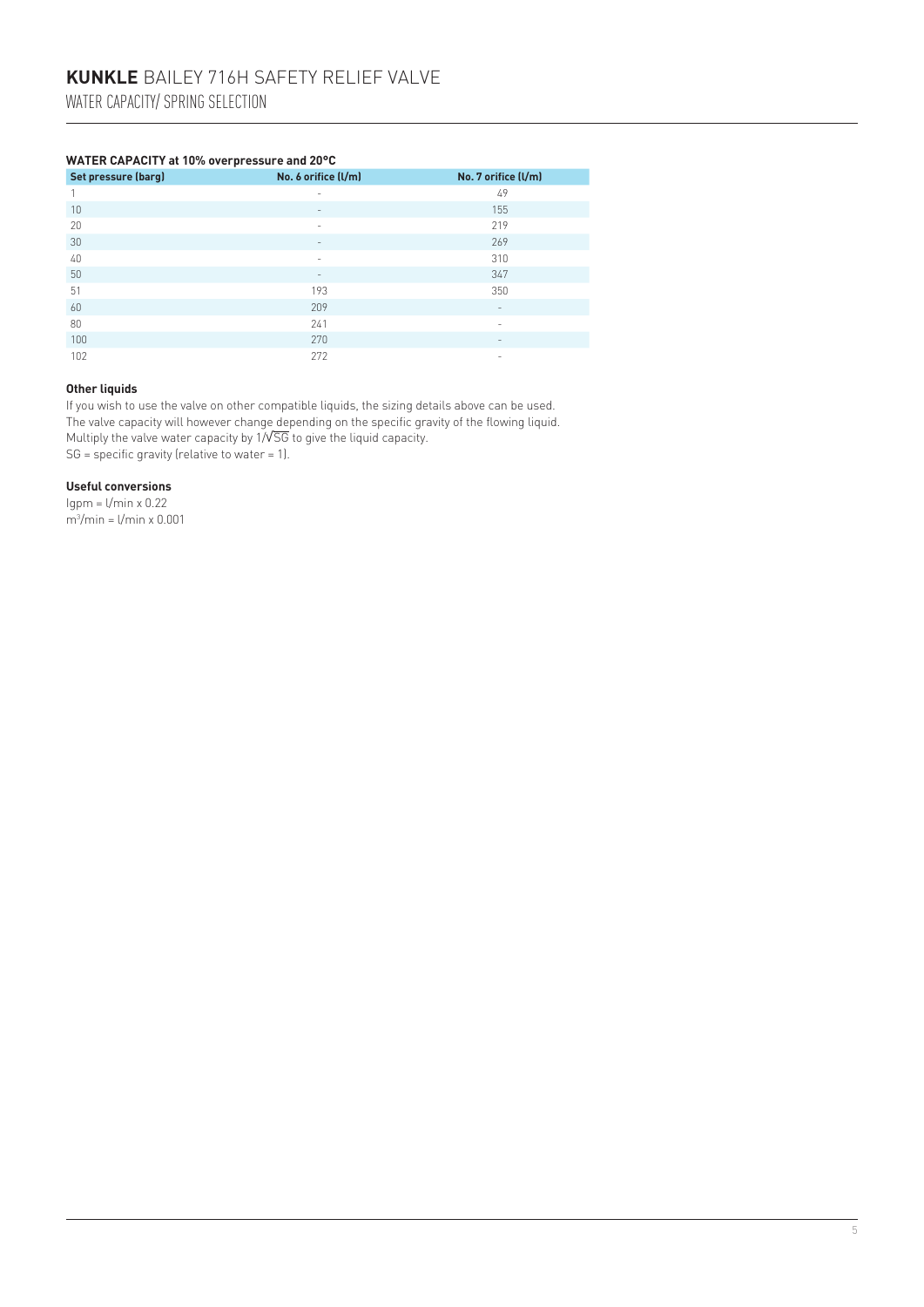# **KUNKLE** BAILEY 716H SAFETY RELIEF VALVE

## WATER CAPACITY/ SPRING SELECTION

**WATER CAPACITY at 10% overpressure and 20°C**

| Set pressure (barg) | No. 6 orifice (l/m) | No. 7 orifice (l/m) |
|---|---|---|
| 1 | - | 49 |
| 10 | - | 155 |
| 20 | - | 219 |
| 30 | - | 269 |
| 40 | - | 310 |
| 50 | - | 347 |
| 51 | 193 | 350 |
| 60 | 209 | - |
| 80 | 241 | - |
| 100 | 270 | - |
| 102 | 272 | - |

**Other liquids**

If you wish to use the valve on other compatible liquids, the sizing details above can be used.
The valve capacity will however change depending on the specific gravity of the flowing liquid.
Multiply the valve water capacity by $1/\sqrt{SG}$ to give the liquid capacity.
SG = specific gravity (relative to water = 1).

**Useful conversions**

Igpm = l/min x 0.22
$m^3$/min = l/min x 0.001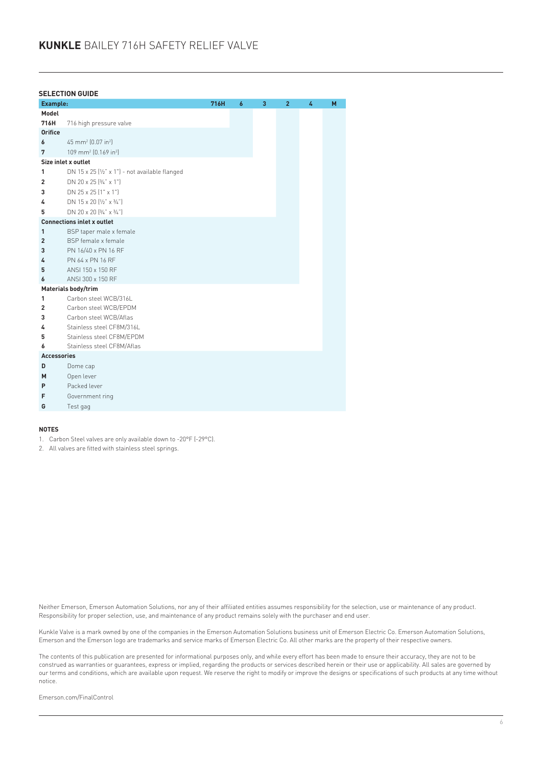# **KUNKLE** BAILEY 716H SAFETY RELIEF VALVE

## SELECTION GUIDE

| Example: | | 716H | 6 | 3 | 2 | 4 | M |
|---|---|---|---|---|---|---|---|
| **Model** | | | | | | | |
| **716H** | 716 high pressure valve | | | | | | |
| **Orifice** | | | | | | | |
| **6** | 45 mm² (0.07 in²) | | | | | | |
| **7** | 109 mm² (0.169 in²) | | | | | | |
| **Size inlet x outlet** | | | | | | | |
| **1** | DN 15 x 25 (½" x 1") - not available flanged | | | | | | |
| **2** | DN 20 x 25 (¾" x 1") | | | | | | |
| **3** | DN 25 x 25 (1" x 1") | | | | | | |
| **4** | DN 15 x 20 (½" x ¾") | | | | | | |
| **5** | DN 20 x 20 (¾" x ¾") | | | | | | |
| **Connections inlet x outlet** | | | | | | | |
| **1** | BSP taper male x female | | | | | | |
| **2** | BSP female x female | | | | | | |
| **3** | PN 16/40 x PN 16 RF | | | | | | |
| **4** | PN 64 x PN 16 RF | | | | | | |
| **5** | ANSI 150 x 150 RF | | | | | | |
| **6** | ANSI 300 x 150 RF | | | | | | |
| **Materials body/trim** | | | | | | | |
| **1** | Carbon steel WCB/316L | | | | | | |
| **2** | Carbon steel WCB/EPDM | | | | | | |
| **3** | Carbon steel WCB/Aflas | | | | | | |
| **4** | Stainless steel CF8M/316L | | | | | | |
| **5** | Stainless steel CF8M/EPDM | | | | | | |
| **6** | Stainless steel CF8M/Aflas | | | | | | |
| **Accessories** | | | | | | | |
| **D** | Dome cap | | | | | | |
| **M** | Open lever | | | | | | |
| **P** | Packed lever | | | | | | |
| **F** | Government ring | | | | | | |
| **G** | Test gag | | | | | | |

### NOTES

1. Carbon Steel valves are only available down to -20°F (-29°C).
2. All valves are fitted with stainless steel springs.

Neither Emerson, Emerson Automation Solutions, nor any of their affiliated entities assumes responsibility for the selection, use or maintenance of any product. Responsibility for proper selection, use, and maintenance of any product remains solely with the purchaser and end user.

Kunkle Valve is a mark owned by one of the companies in the Emerson Automation Solutions business unit of Emerson Electric Co. Emerson Automation Solutions, Emerson and the Emerson logo are trademarks and service marks of Emerson Electric Co. All other marks are the property of their respective owners.

The contents of this publication are presented for informational purposes only, and while every effort has been made to ensure their accuracy, they are not to be construed as warranties or guarantees, express or implied, regarding the products or services described herein or their use or applicability. All sales are governed by our terms and conditions, which are available upon request. We reserve the right to modify or improve the designs or specifications of such products at any time without notice.

Emerson.com/FinalControl